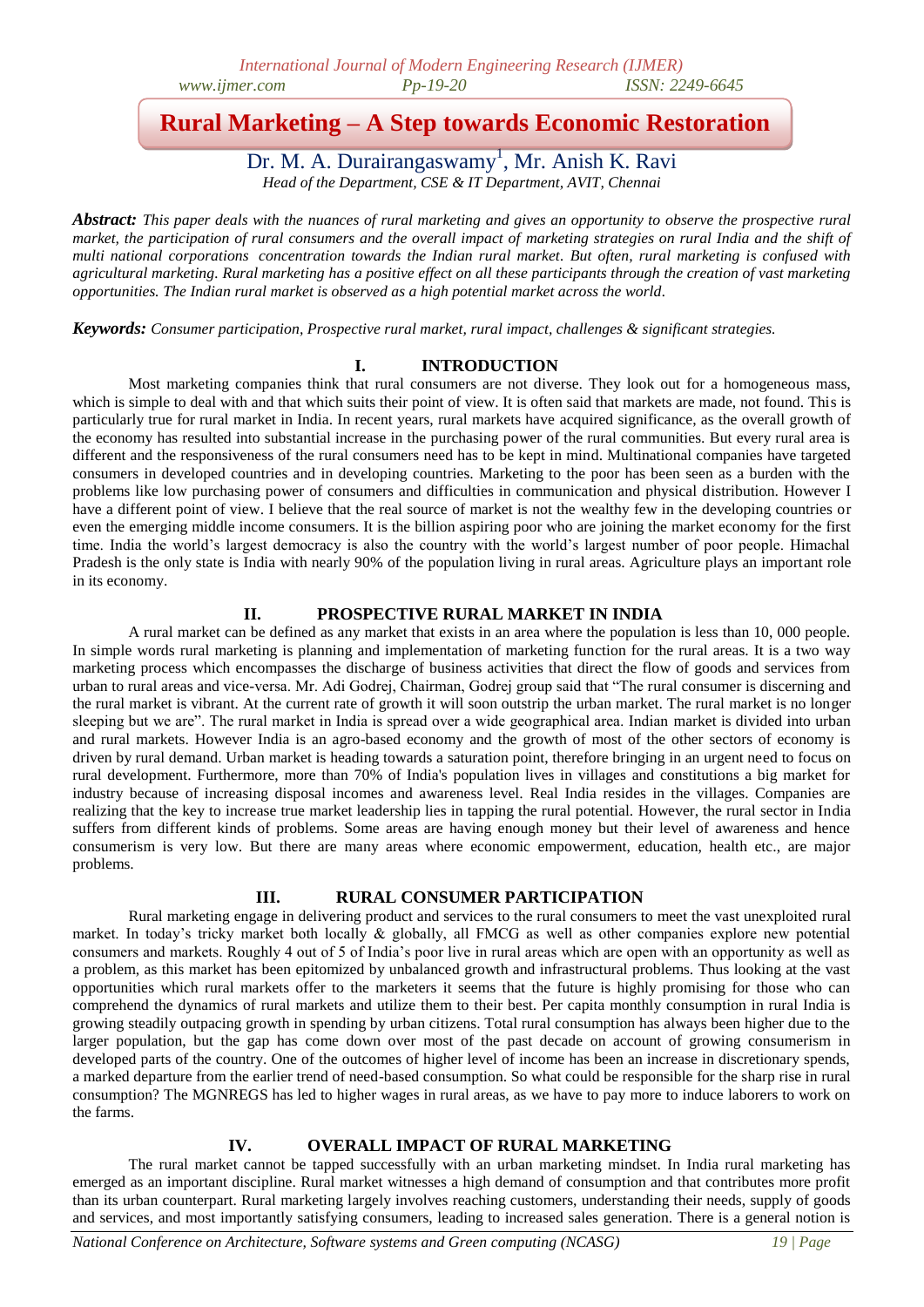# Rural Marketing – A Step towards Economic Restoration

Dr. M. A. Durairangaswamy[1], Mr. Anish K. Ravi

*Head of the Department, CSE & IT Department, AVIT, Chennai*

***Abstract:*** *This paper deals with the nuances of rural marketing and gives an opportunity to observe the prospective rural market, the participation of rural consumers and the overall impact of marketing strategies on rural India and the shift of multi national corporations concentration towards the Indian rural market. But often, rural marketing is confused with agricultural marketing. Rural marketing has a positive effect on all these participants through the creation of vast marketing opportunities. The Indian rural market is observed as a high potential market across the world.*

***Keywords:*** *Consumer participation, Prospective rural market, rural impact, challenges & significant strategies.*

## I. INTRODUCTION

Most marketing companies think that rural consumers are not diverse. They look out for a homogeneous mass, which is simple to deal with and that which suits their point of view. It is often said that markets are made, not found. This is particularly true for rural market in India. In recent years, rural markets have acquired significance, as the overall growth of the economy has resulted into substantial increase in the purchasing power of the rural communities. But every rural area is different and the responsiveness of the rural consumers need has to be kept in mind. Multinational companies have targeted consumers in developed countries and in developing countries. Marketing to the poor has been seen as a burden with the problems like low purchasing power of consumers and difficulties in communication and physical distribution. However I have a different point of view. I believe that the real source of market is not the wealthy few in the developing countries or even the emerging middle income consumers. It is the billion aspiring poor who are joining the market economy for the first time. India the world's largest democracy is also the country with the world's largest number of poor people. Himachal Pradesh is the only state is India with nearly 90% of the population living in rural areas. Agriculture plays an important role in its economy.

## II. PROSPECTIVE RURAL MARKET IN INDIA

A rural market can be defined as any market that exists in an area where the population is less than 10, 000 people. In simple words rural marketing is planning and implementation of marketing function for the rural areas. It is a two way marketing process which encompasses the discharge of business activities that direct the flow of goods and services from urban to rural areas and vice-versa. Mr. Adi Godrej, Chairman, Godrej group said that "The rural consumer is discerning and the rural market is vibrant. At the current rate of growth it will soon outstrip the urban market. The rural market is no longer sleeping but we are". The rural market in India is spread over a wide geographical area. Indian market is divided into urban and rural markets. However India is an agro-based economy and the growth of most of the other sectors of economy is driven by rural demand. Urban market is heading towards a saturation point, therefore bringing in an urgent need to focus on rural development. Furthermore, more than 70% of India's population lives in villages and constitutions a big market for industry because of increasing disposal incomes and awareness level. Real India resides in the villages. Companies are realizing that the key to increase true market leadership lies in tapping the rural potential. However, the rural sector in India suffers from different kinds of problems. Some areas are having enough money but their level of awareness and hence consumerism is very low. But there are many areas where economic empowerment, education, health etc., are major problems.

## III. RURAL CONSUMER PARTICIPATION

Rural marketing engage in delivering product and services to the rural consumers to meet the vast unexploited rural market. In today's tricky market both locally & globally, all FMCG as well as other companies explore new potential consumers and markets. Roughly 4 out of 5 of India's poor live in rural areas which are open with an opportunity as well as a problem, as this market has been epitomized by unbalanced growth and infrastructural problems. Thus looking at the vast opportunities which rural markets offer to the marketers it seems that the future is highly promising for those who can comprehend the dynamics of rural markets and utilize them to their best. Per capita monthly consumption in rural India is growing steadily outpacing growth in spending by urban citizens. Total rural consumption has always been higher due to the larger population, but the gap has come down over most of the past decade on account of growing consumerism in developed parts of the country. One of the outcomes of higher level of income has been an increase in discretionary spends, a marked departure from the earlier trend of need-based consumption. So what could be responsible for the sharp rise in rural consumption? The MGNREGS has led to higher wages in rural areas, as we have to pay more to induce laborers to work on the farms.

## IV. OVERALL IMPACT OF RURAL MARKETING

The rural market cannot be tapped successfully with an urban marketing mindset. In India rural marketing has emerged as an important discipline. Rural market witnesses a high demand of consumption and that contributes more profit than its urban counterpart. Rural marketing largely involves reaching customers, understanding their needs, supply of goods and services, and most importantly satisfying consumers, leading to increased sales generation. There is a general notion is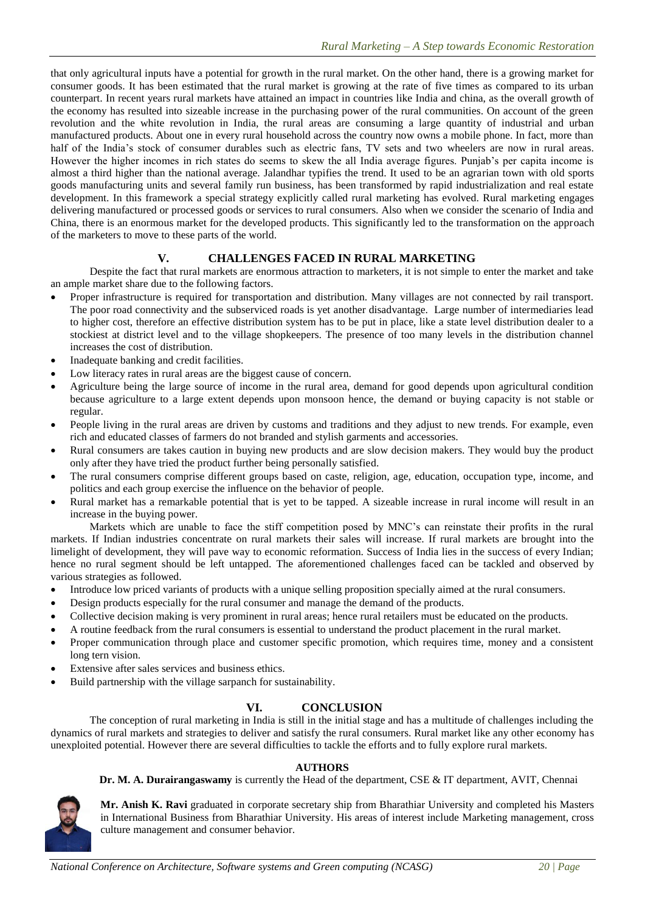that only agricultural inputs have a potential for growth in the rural market. On the other hand, there is a growing market for consumer goods. It has been estimated that the rural market is growing at the rate of five times as compared to its urban counterpart. In recent years rural markets have attained an impact in countries like India and china, as the overall growth of the economy has resulted into sizeable increase in the purchasing power of the rural communities. On account of the green revolution and the white revolution in India, the rural areas are consuming a large quantity of industrial and urban manufactured products. About one in every rural household across the country now owns a mobile phone. In fact, more than half of the India's stock of consumer durables such as electric fans, TV sets and two wheelers are now in rural areas. However the higher incomes in rich states do seems to skew the all India average figures. Punjab's per capita income is almost a third higher than the national average. Jalandhar typifies the trend. It used to be an agrarian town with old sports goods manufacturing units and several family run business, has been transformed by rapid industrialization and real estate development. In this framework a special strategy explicitly called rural marketing has evolved. Rural marketing engages delivering manufactured or processed goods or services to rural consumers. Also when we consider the scenario of India and China, there is an enormous market for the developed products. This significantly led to the transformation on the approach of the marketers to move to these parts of the world.

## V. CHALLENGES FACED IN RURAL MARKETING

Despite the fact that rural markets are enormous attraction to marketers, it is not simple to enter the market and take an ample market share due to the following factors.

- Proper infrastructure is required for transportation and distribution. Many villages are not connected by rail transport. The poor road connectivity and the subserviced roads is yet another disadvantage. Large number of intermediaries lead to higher cost, therefore an effective distribution system has to be put in place, like a state level distribution dealer to a stockiest at district level and to the village shopkeepers. The presence of too many levels in the distribution channel increases the cost of distribution.
- Inadequate banking and credit facilities.
- Low literacy rates in rural areas are the biggest cause of concern.
- Agriculture being the large source of income in the rural area, demand for good depends upon agricultural condition because agriculture to a large extent depends upon monsoon hence, the demand or buying capacity is not stable or regular.
- People living in the rural areas are driven by customs and traditions and they adjust to new trends. For example, even rich and educated classes of farmers do not branded and stylish garments and accessories.
- Rural consumers are takes caution in buying new products and are slow decision makers. They would buy the product only after they have tried the product further being personally satisfied.
- The rural consumers comprise different groups based on caste, religion, age, education, occupation type, income, and politics and each group exercise the influence on the behavior of people.
- Rural market has a remarkable potential that is yet to be tapped. A sizeable increase in rural income will result in an increase in the buying power.

Markets which are unable to face the stiff competition posed by MNC's can reinstate their profits in the rural markets. If Indian industries concentrate on rural markets their sales will increase. If rural markets are brought into the limelight of development, they will pave way to economic reformation. Success of India lies in the success of every Indian; hence no rural segment should be left untapped. The aforementioned challenges faced can be tackled and observed by various strategies as followed.

- Introduce low priced variants of products with a unique selling proposition specially aimed at the rural consumers.
- Design products especially for the rural consumer and manage the demand of the products.
- Collective decision making is very prominent in rural areas; hence rural retailers must be educated on the products.
- A routine feedback from the rural consumers is essential to understand the product placement in the rural market.
- Proper communication through place and customer specific promotion, which requires time, money and a consistent long tern vision.
- Extensive after sales services and business ethics.
- Build partnership with the village sarpanch for sustainability.

## VI. CONCLUSION

The conception of rural marketing in India is still in the initial stage and has a multitude of challenges including the dynamics of rural markets and strategies to deliver and satisfy the rural consumers. Rural market like any other economy has unexploited potential. However there are several difficulties to tackle the efforts and to fully explore rural markets.

### AUTHORS

**Dr. M. A. Durairangaswamy** is currently the Head of the department, CSE & IT department, AVIT, Chennai

**Mr. Anish K. Ravi** graduated in corporate secretary ship from Bharathiar University and completed his Masters in International Business from Bharathiar University. His areas of interest include Marketing management, cross culture management and consumer behavior.